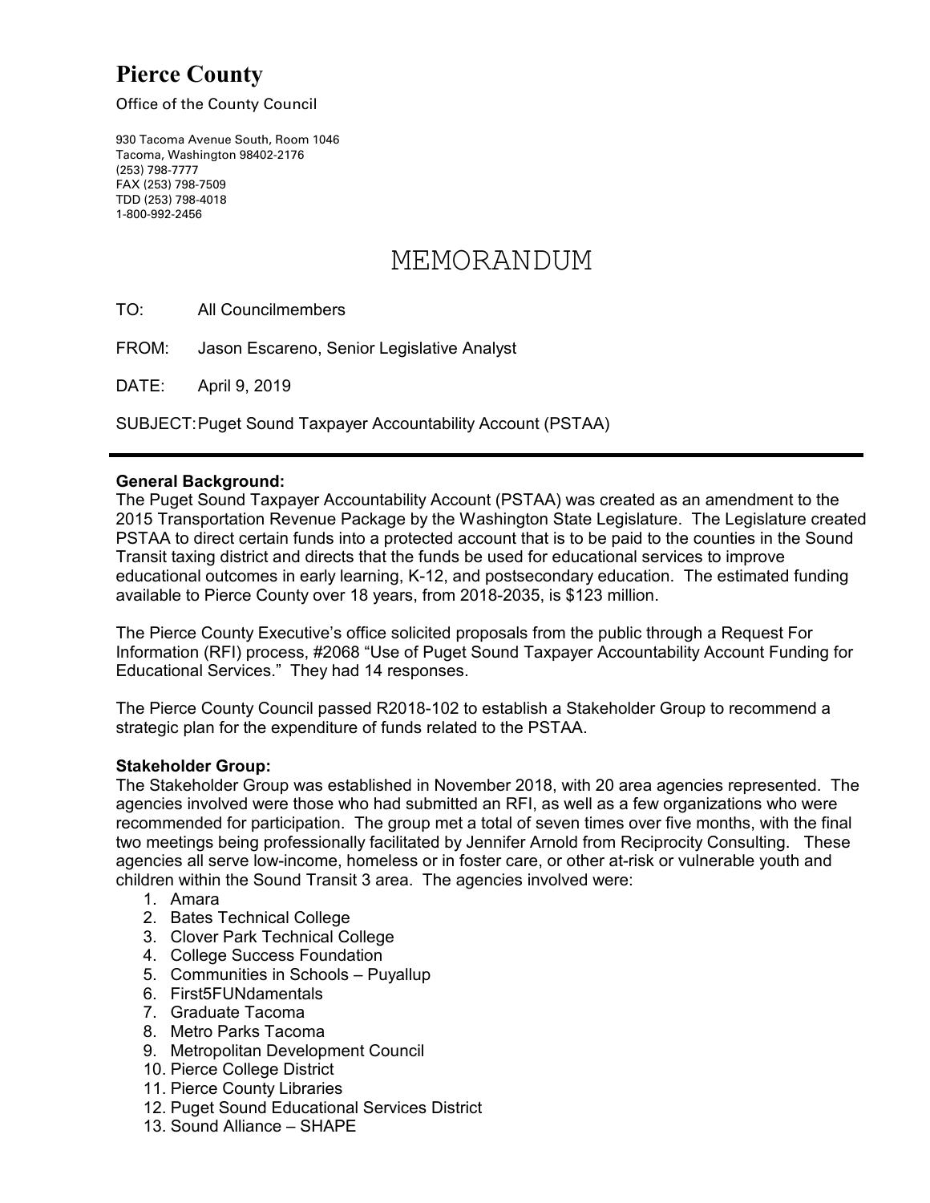# Pierce County

Office of the County Council

930 Tacoma Avenue South, Room 1046
Tacoma, Washington 98402-2176
(253) 798-7777
FAX (253) 798-7509
TDD (253) 798-4018
1-800-992-2456

## MEMORANDUM

TO: All Councilmembers

FROM: Jason Escareno, Senior Legislative Analyst

DATE: April 9, 2019

SUBJECT: Puget Sound Taxpayer Accountability Account (PSTAA)

---

**General Background:**

The Puget Sound Taxpayer Accountability Account (PSTAA) was created as an amendment to the 2015 Transportation Revenue Package by the Washington State Legislature. The Legislature created PSTAA to direct certain funds into a protected account that is to be paid to the counties in the Sound Transit taxing district and directs that the funds be used for educational services to improve educational outcomes in early learning, K-12, and postsecondary education. The estimated funding available to Pierce County over 18 years, from 2018-2035, is $123 million.

The Pierce County Executive's office solicited proposals from the public through a Request For Information (RFI) process, #2068 "Use of Puget Sound Taxpayer Accountability Account Funding for Educational Services." They had 14 responses.

The Pierce County Council passed R2018-102 to establish a Stakeholder Group to recommend a strategic plan for the expenditure of funds related to the PSTAA.

**Stakeholder Group:**

The Stakeholder Group was established in November 2018, with 20 area agencies represented. The agencies involved were those who had submitted an RFI, as well as a few organizations who were recommended for participation. The group met a total of seven times over five months, with the final two meetings being professionally facilitated by Jennifer Arnold from Reciprocity Consulting. These agencies all serve low-income, homeless or in foster care, or other at-risk or vulnerable youth and children within the Sound Transit 3 area. The agencies involved were:

1. Amara
2. Bates Technical College
3. Clover Park Technical College
4. College Success Foundation
5. Communities in Schools – Puyallup
6. First5FUNdamentals
7. Graduate Tacoma
8. Metro Parks Tacoma
9. Metropolitan Development Council
10. Pierce College District
11. Pierce County Libraries
12. Puget Sound Educational Services District
13. Sound Alliance – SHAPE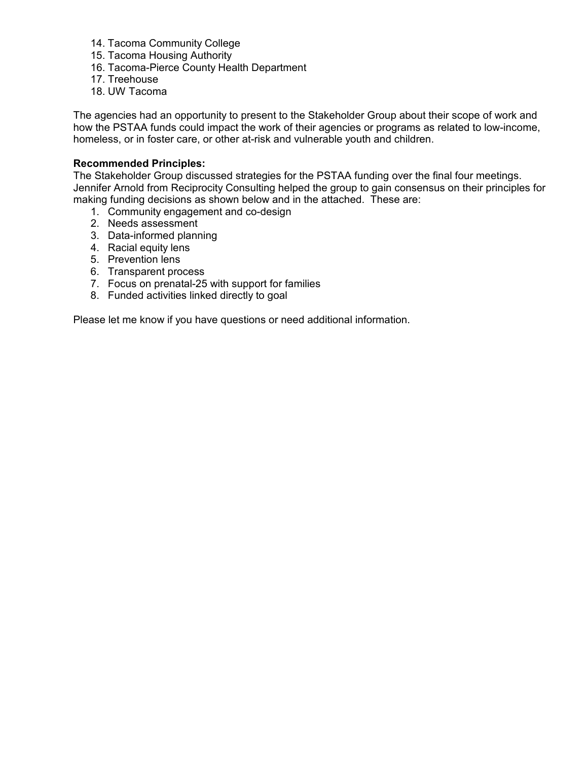14. Tacoma Community College
15. Tacoma Housing Authority
16. Tacoma-Pierce County Health Department
17. Treehouse
18. UW Tacoma

The agencies had an opportunity to present to the Stakeholder Group about their scope of work and how the PSTAA funds could impact the work of their agencies or programs as related to low-income, homeless, or in foster care, or other at-risk and vulnerable youth and children.

**Recommended Principles:**

The Stakeholder Group discussed strategies for the PSTAA funding over the final four meetings. Jennifer Arnold from Reciprocity Consulting helped the group to gain consensus on their principles for making funding decisions as shown below and in the attached. These are:

1. Community engagement and co-design
2. Needs assessment
3. Data-informed planning
4. Racial equity lens
5. Prevention lens
6. Transparent process
7. Focus on prenatal-25 with support for families
8. Funded activities linked directly to goal

Please let me know if you have questions or need additional information.